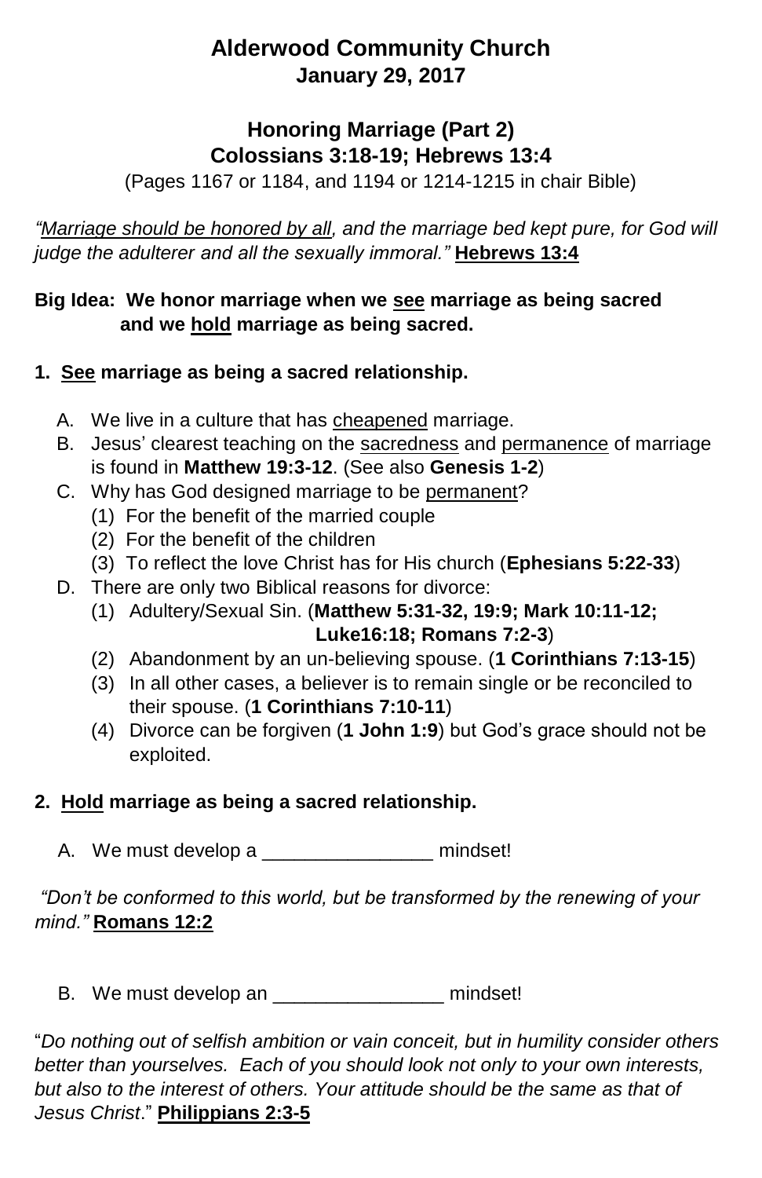# Alderwood Community Church
## January 29, 2017

## Honoring Marriage (Part 2)
## Colossians 3:18-19; Hebrews 13:4

(Pages 1167 or 1184, and 1194 or 1214-1215 in chair Bible)

*"Marriage should be honored by all, and the marriage bed kept pure, for God will judge the adulterer and all the sexually immoral."* **Hebrews 13:4**

**Big Idea: We honor marriage when we see marriage as being sacred and we hold marriage as being sacred.**

**1. See marriage as being a sacred relationship.**

A. We live in a culture that has cheapened marriage.
B. Jesus' clearest teaching on the sacredness and permanence of marriage is found in **Matthew 19:3-12**. (See also **Genesis 1-2**)
C. Why has God designed marriage to be permanent?
   (1) For the benefit of the married couple
   (2) For the benefit of the children
   (3) To reflect the love Christ has for His church (**Ephesians 5:22-33**)
D. There are only two Biblical reasons for divorce:
   (1) Adultery/Sexual Sin. (**Matthew 5:31-32, 19:9; Mark 10:11-12; Luke16:18; Romans 7:2-3**)
   (2) Abandonment by an un-believing spouse. (**1 Corinthians 7:13-15**)
   (3) In all other cases, a believer is to remain single or be reconciled to their spouse. (**1 Corinthians 7:10-11**)
   (4) Divorce can be forgiven (**1 John 1:9**) but God's grace should not be exploited.

**2. Hold marriage as being a sacred relationship.**

A. We must develop a ________________ mindset!

*"Don't be conformed to this world, but be transformed by the renewing of your mind."* **Romans 12:2**

B. We must develop an ________________ mindset!

"*Do nothing out of selfish ambition or vain conceit, but in humility consider others better than yourselves. Each of you should look not only to your own interests, but also to the interest of others. Your attitude should be the same as that of Jesus Christ*." **Philippians 2:3-5**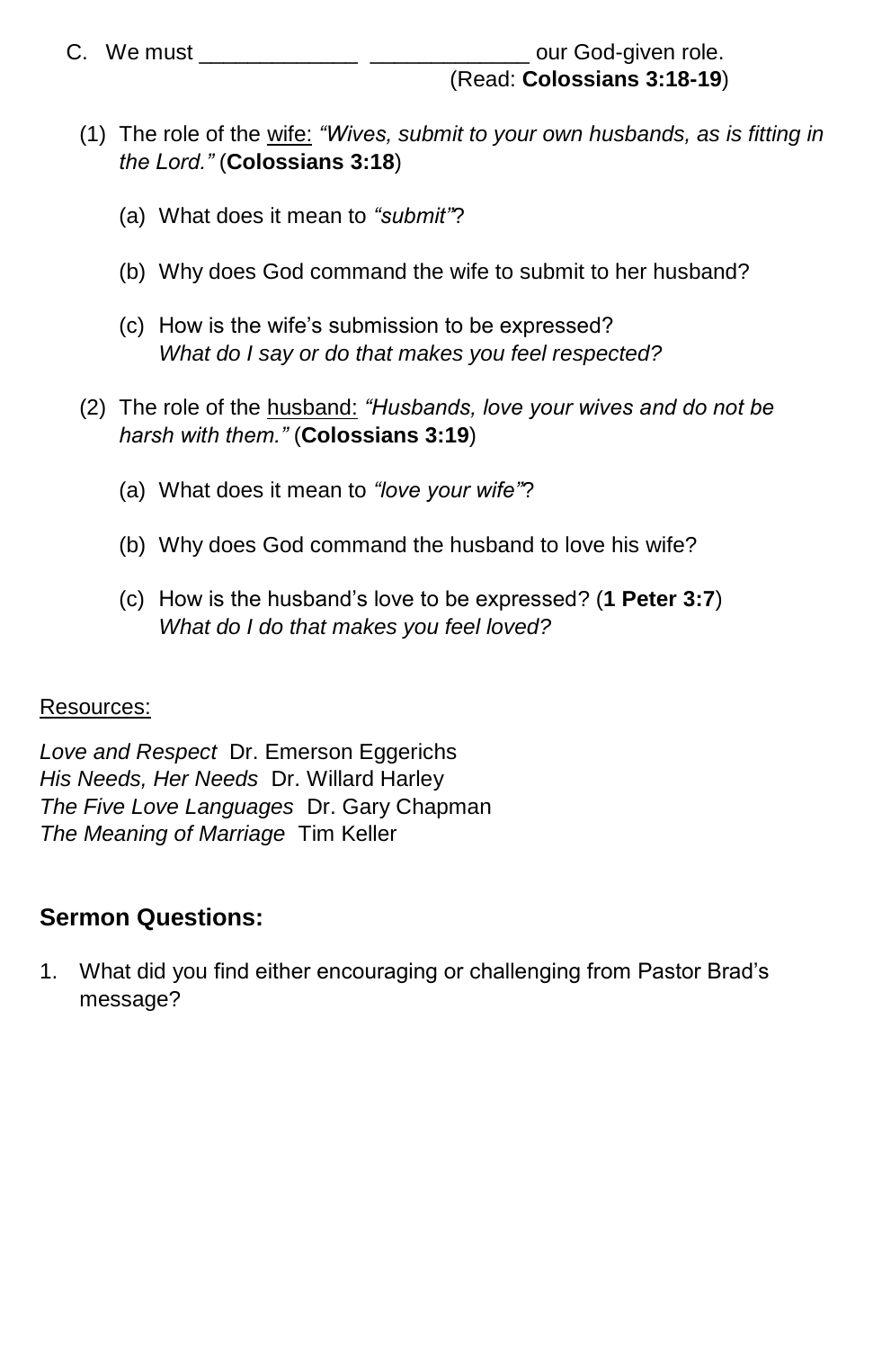C. We must _____________ _____________ our God-given role.
(Read: **Colossians 3:18-19**)

(1) The role of the wife: *"Wives, submit to your own husbands, as is fitting in the Lord."* (**Colossians 3:18**)

(a) What does it mean to *"submit"*?

(b) Why does God command the wife to submit to her husband?

(c) How is the wife's submission to be expressed?
*What do I say or do that makes you feel respected?*

(2) The role of the husband: *"Husbands, love your wives and do not be harsh with them."* (**Colossians 3:19**)

(a) What does it mean to *"love your wife"*?

(b) Why does God command the husband to love his wife?

(c) How is the husband's love to be expressed? (**1 Peter 3:7**)
*What do I do that makes you feel loved?*

Resources:

*Love and Respect* Dr. Emerson Eggerichs
*His Needs, Her Needs* Dr. Willard Harley
*The Five Love Languages* Dr. Gary Chapman
*The Meaning of Marriage* Tim Keller

## Sermon Questions:

1. What did you find either encouraging or challenging from Pastor Brad's message?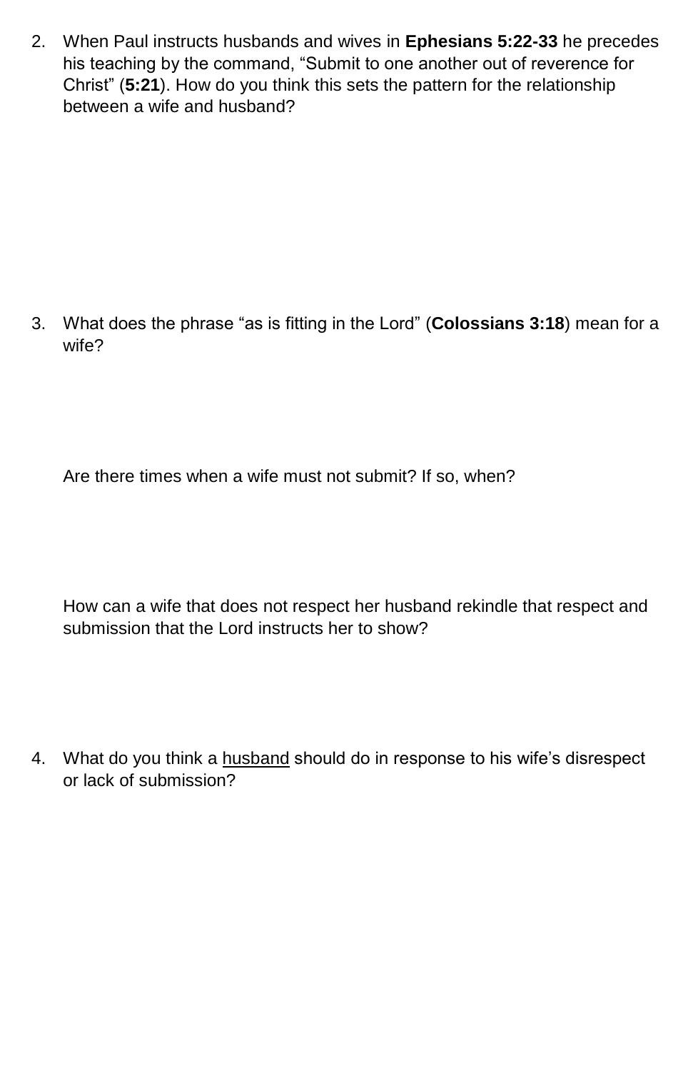2. When Paul instructs husbands and wives in **Ephesians 5:22-33** he precedes his teaching by the command, “Submit to one another out of reverence for Christ” (**5:21**). How do you think this sets the pattern for the relationship between a wife and husband?

3. What does the phrase “as is fitting in the Lord” (**Colossians 3:18**) mean for a wife?

   Are there times when a wife must not submit? If so, when?

   How can a wife that does not respect her husband rekindle that respect and submission that the Lord instructs her to show?

4. What do you think a <u>husband</u> should do in response to his wife’s disrespect or lack of submission?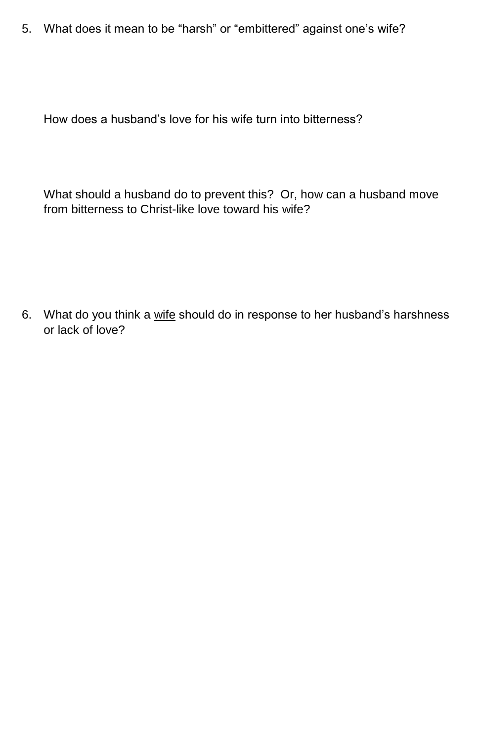5. What does it mean to be "harsh" or "embittered" against one's wife?

   How does a husband's love for his wife turn into bitterness?

   What should a husband do to prevent this? Or, how can a husband move from bitterness to Christ-like love toward his wife?

6. What do you think a <u>wife</u> should do in response to her husband's harshness or lack of love?